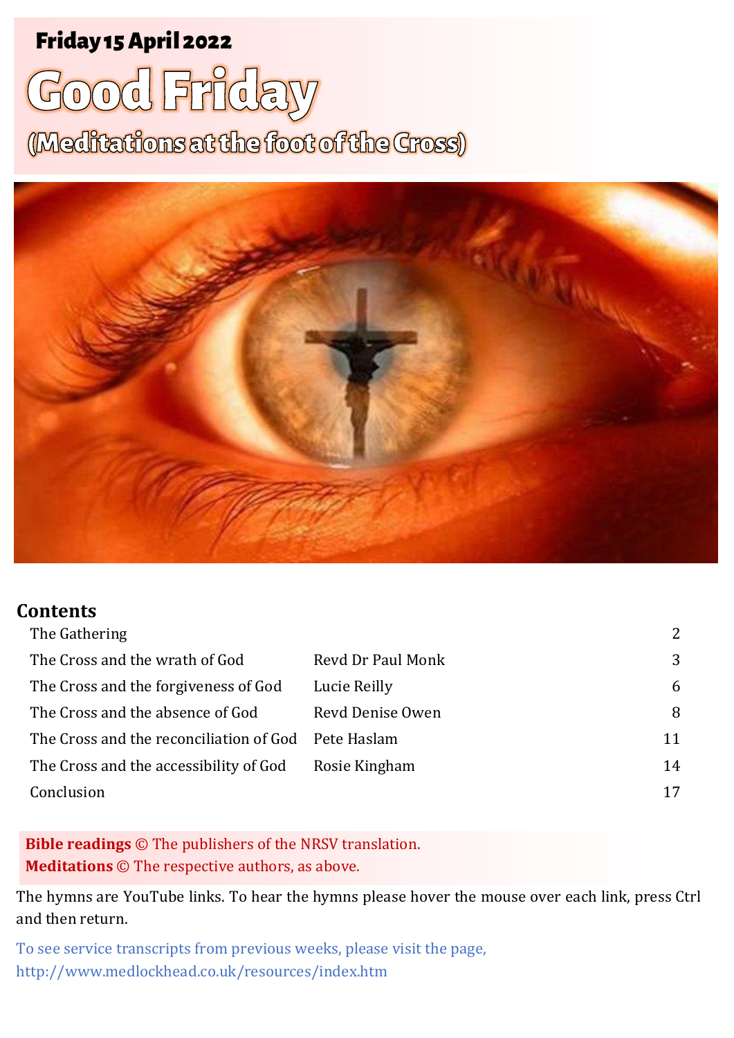**Friday 15 April 2022**

# Good Friday

## (Meditations at the foot of the Cross)

## Contents

| | | |
|---|---|---|
| The Gathering | | 2 |
| The Cross and the wrath of God | Revd Dr Paul Monk | 3 |
| The Cross and the forgiveness of God | Lucie Reilly | 6 |
| The Cross and the absence of God | Revd Denise Owen | 8 |
| The Cross and the reconciliation of God | Pete Haslam | 11 |
| The Cross and the accessibility of God | Rosie Kingham | 14 |
| Conclusion | | 17 |

**Bible readings** © The publishers of the NRSV translation.
**Meditations** © The respective authors, as above.

The hymns are YouTube links. To hear the hymns please hover the mouse over each link, press Ctrl and then return.

To see service transcripts from previous weeks, please visit the page,
http://www.medlockhead.co.uk/resources/index.htm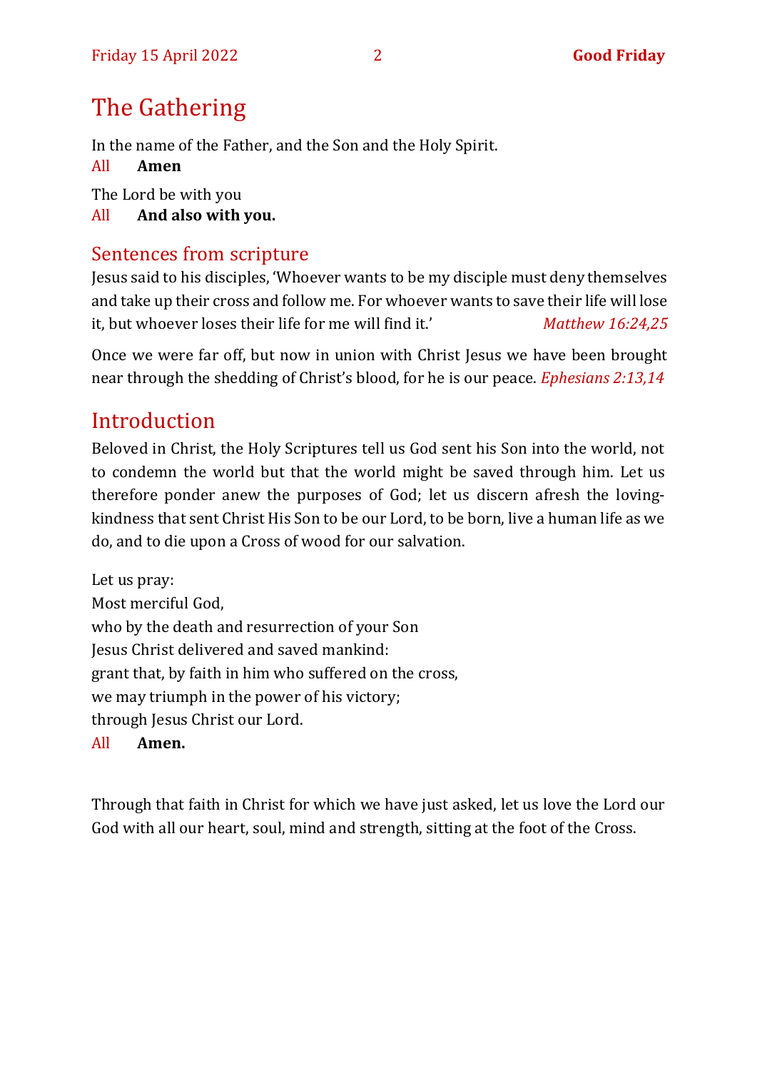# The Gathering

In the name of the Father, and the Son and the Holy Spirit.

All **Amen**

The Lord be with you

All **And also with you.**

## Sentences from scripture

Jesus said to his disciples, 'Whoever wants to be my disciple must deny themselves and take up their cross and follow me. For whoever wants to save their life will lose it, but whoever loses their life for me will find it.' *Matthew 16:24,25*

Once we were far off, but now in union with Christ Jesus we have been brought near through the shedding of Christ's blood, for he is our peace. *Ephesians 2:13,14*

## Introduction

Beloved in Christ, the Holy Scriptures tell us God sent his Son into the world, not to condemn the world but that the world might be saved through him. Let us therefore ponder anew the purposes of God; let us discern afresh the loving-kindness that sent Christ His Son to be our Lord, to be born, live a human life as we do, and to die upon a Cross of wood for our salvation.

Let us pray:
Most merciful God,
who by the death and resurrection of your Son
Jesus Christ delivered and saved mankind:
grant that, by faith in him who suffered on the cross,
we may triumph in the power of his victory;
through Jesus Christ our Lord.

All **Amen.**

Through that faith in Christ for which we have just asked, let us love the Lord our God with all our heart, soul, mind and strength, sitting at the foot of the Cross.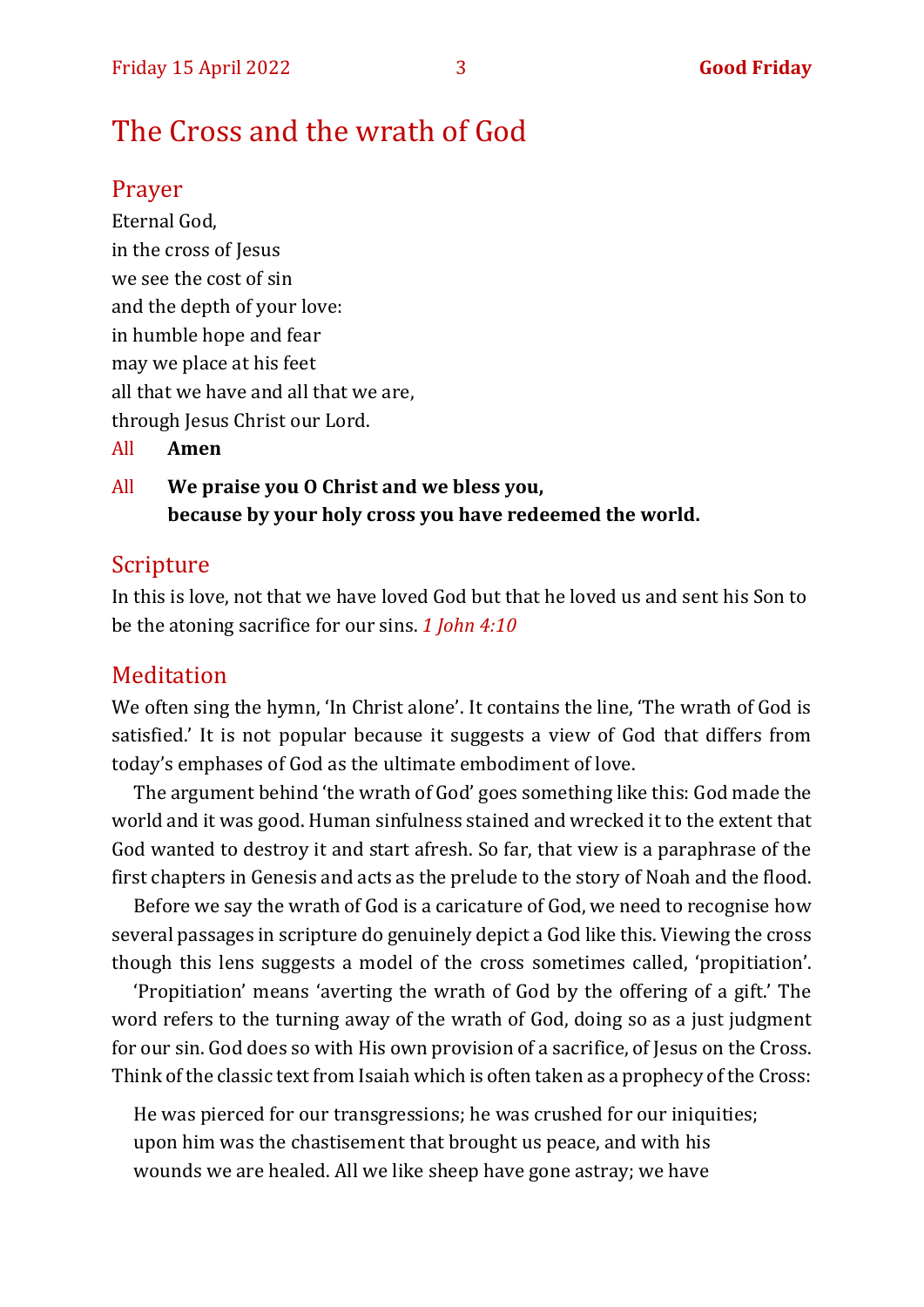# The Cross and the wrath of God

## Prayer

Eternal God,
in the cross of Jesus
we see the cost of sin
and the depth of your love:
in humble hope and fear
may we place at his feet
all that we have and all that we are,
through Jesus Christ our Lord.

All **Amen**

All **We praise you O Christ and we bless you,**
**because by your holy cross you have redeemed the world.**

## Scripture

In this is love, not that we have loved God but that he loved us and sent his Son to be the atoning sacrifice for our sins. *1 John 4:10*

## Meditation

We often sing the hymn, 'In Christ alone'. It contains the line, 'The wrath of God is satisfied.' It is not popular because it suggests a view of God that differs from today's emphases of God as the ultimate embodiment of love.

The argument behind 'the wrath of God' goes something like this: God made the world and it was good. Human sinfulness stained and wrecked it to the extent that God wanted to destroy it and start afresh. So far, that view is a paraphrase of the first chapters in Genesis and acts as the prelude to the story of Noah and the flood.

Before we say the wrath of God is a caricature of God, we need to recognise how several passages in scripture do genuinely depict a God like this. Viewing the cross though this lens suggests a model of the cross sometimes called, 'propitiation'.

'Propitiation' means 'averting the wrath of God by the offering of a gift.' The word refers to the turning away of the wrath of God, doing so as a just judgment for our sin. God does so with His own provision of a sacrifice, of Jesus on the Cross. Think of the classic text from Isaiah which is often taken as a prophecy of the Cross:

> He was pierced for our transgressions; he was crushed for our iniquities; upon him was the chastisement that brought us peace, and with his wounds we are healed. All we like sheep have gone astray; we have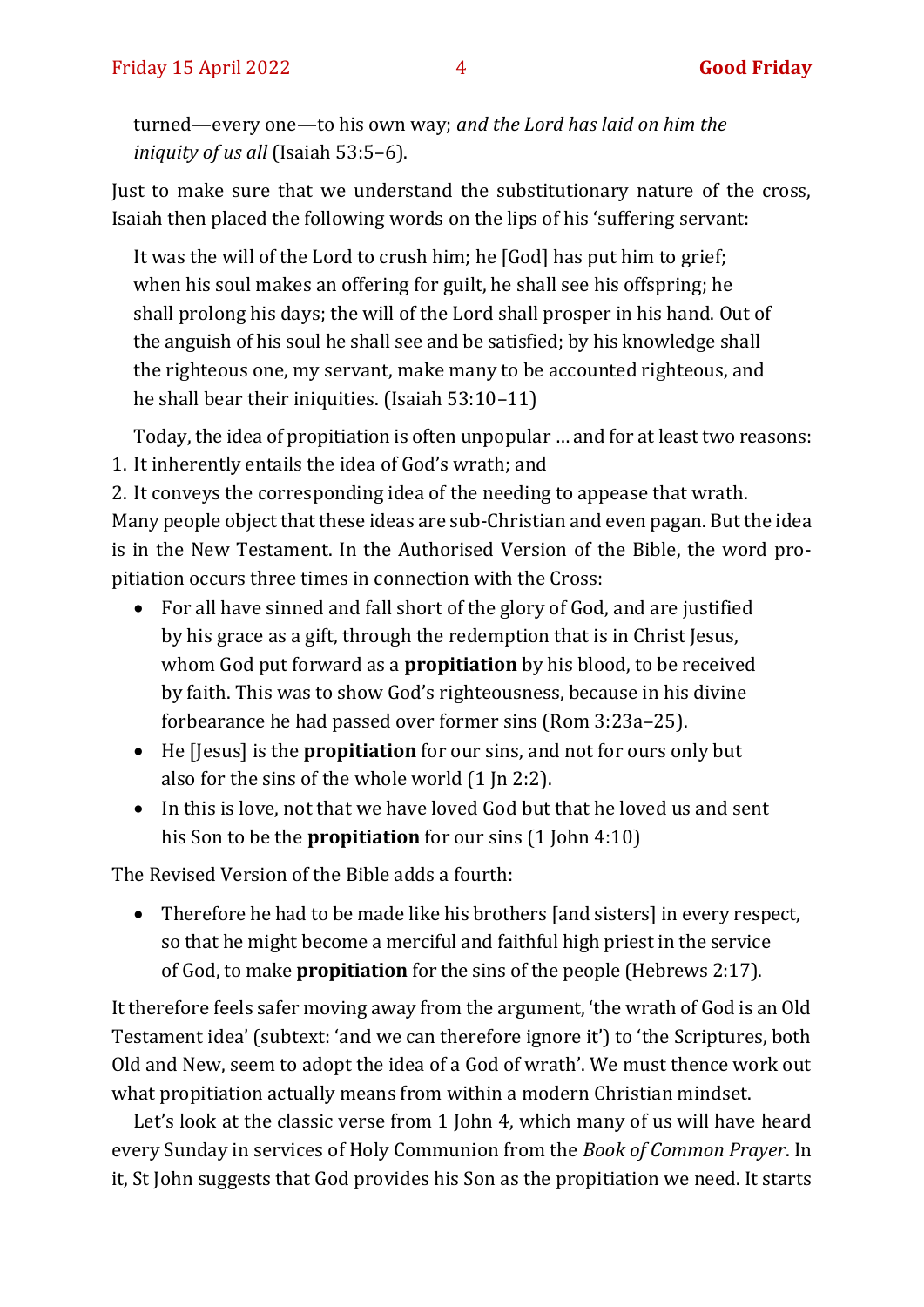turned—every one—to his own way; *and the Lord has laid on him the iniquity of us all* (Isaiah 53:5–6).

Just to make sure that we understand the substitutionary nature of the cross, Isaiah then placed the following words on the lips of his 'suffering servant:

> It was the will of the Lord to crush him; he [God] has put him to grief; when his soul makes an offering for guilt, he shall see his offspring; he shall prolong his days; the will of the Lord shall prosper in his hand. Out of the anguish of his soul he shall see and be satisfied; by his knowledge shall the righteous one, my servant, make many to be accounted righteous, and he shall bear their iniquities. (Isaiah 53:10–11)

Today, the idea of propitiation is often unpopular … and for at least two reasons:

1. It inherently entails the idea of God's wrath; and
2. It conveys the corresponding idea of the needing to appease that wrath.

Many people object that these ideas are sub-Christian and even pagan. But the idea is in the New Testament. In the Authorised Version of the Bible, the word propitiation occurs three times in connection with the Cross:

- For all have sinned and fall short of the glory of God, and are justified by his grace as a gift, through the redemption that is in Christ Jesus, whom God put forward as a **propitiation** by his blood, to be received by faith. This was to show God's righteousness, because in his divine forbearance he had passed over former sins (Rom 3:23a–25).
- He [Jesus] is the **propitiation** for our sins, and not for ours only but also for the sins of the whole world (1 Jn 2:2).
- In this is love, not that we have loved God but that he loved us and sent his Son to be the **propitiation** for our sins (1 John 4:10)

The Revised Version of the Bible adds a fourth:

- Therefore he had to be made like his brothers [and sisters] in every respect, so that he might become a merciful and faithful high priest in the service of God, to make **propitiation** for the sins of the people (Hebrews 2:17).

It therefore feels safer moving away from the argument, 'the wrath of God is an Old Testament idea' (subtext: 'and we can therefore ignore it') to 'the Scriptures, both Old and New, seem to adopt the idea of a God of wrath'. We must thence work out what propitiation actually means from within a modern Christian mindset.

Let's look at the classic verse from 1 John 4, which many of us will have heard every Sunday in services of Holy Communion from the *Book of Common Prayer*. In it, St John suggests that God provides his Son as the propitiation we need. It starts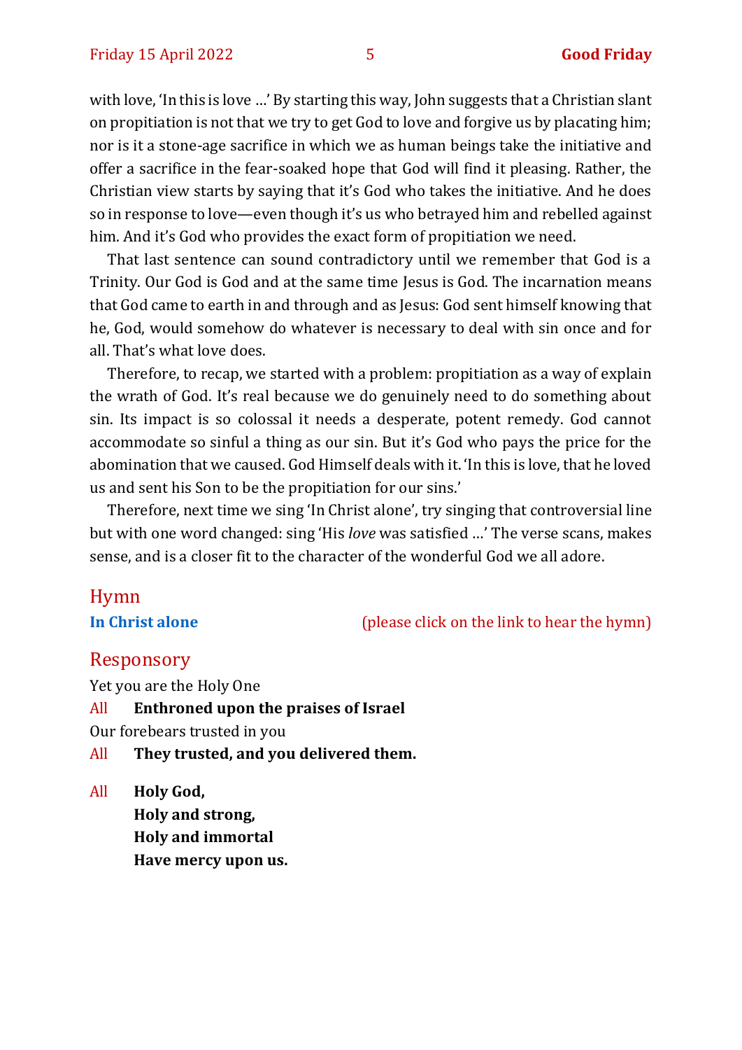with love, 'In this is love …' By starting this way, John suggests that a Christian slant on propitiation is not that we try to get God to love and forgive us by placating him; nor is it a stone-age sacrifice in which we as human beings take the initiative and offer a sacrifice in the fear-soaked hope that God will find it pleasing. Rather, the Christian view starts by saying that it's God who takes the initiative. And he does so in response to love—even though it's us who betrayed him and rebelled against him. And it's God who provides the exact form of propitiation we need.

That last sentence can sound contradictory until we remember that God is a Trinity. Our God is God and at the same time Jesus is God. The incarnation means that God came to earth in and through and as Jesus: God sent himself knowing that he, God, would somehow do whatever is necessary to deal with sin once and for all. That's what love does.

Therefore, to recap, we started with a problem: propitiation as a way of explain the wrath of God. It's real because we do genuinely need to do something about sin. Its impact is so colossal it needs a desperate, potent remedy. God cannot accommodate so sinful a thing as our sin. But it's God who pays the price for the abomination that we caused. God Himself deals with it. 'In this is love, that he loved us and sent his Son to be the propitiation for our sins.'

Therefore, next time we sing 'In Christ alone', try singing that controversial line but with one word changed: sing 'His *love* was satisfied …' The verse scans, makes sense, and is a closer fit to the character of the wonderful God we all adore.

## Hymn

**In Christ alone** (please click on the link to hear the hymn)

## Responsory

Yet you are the Holy One

All **Enthroned upon the praises of Israel**

Our forebears trusted in you

All **They trusted, and you delivered them.**

All **Holy God,**
**Holy and strong,**
**Holy and immortal**
**Have mercy upon us.**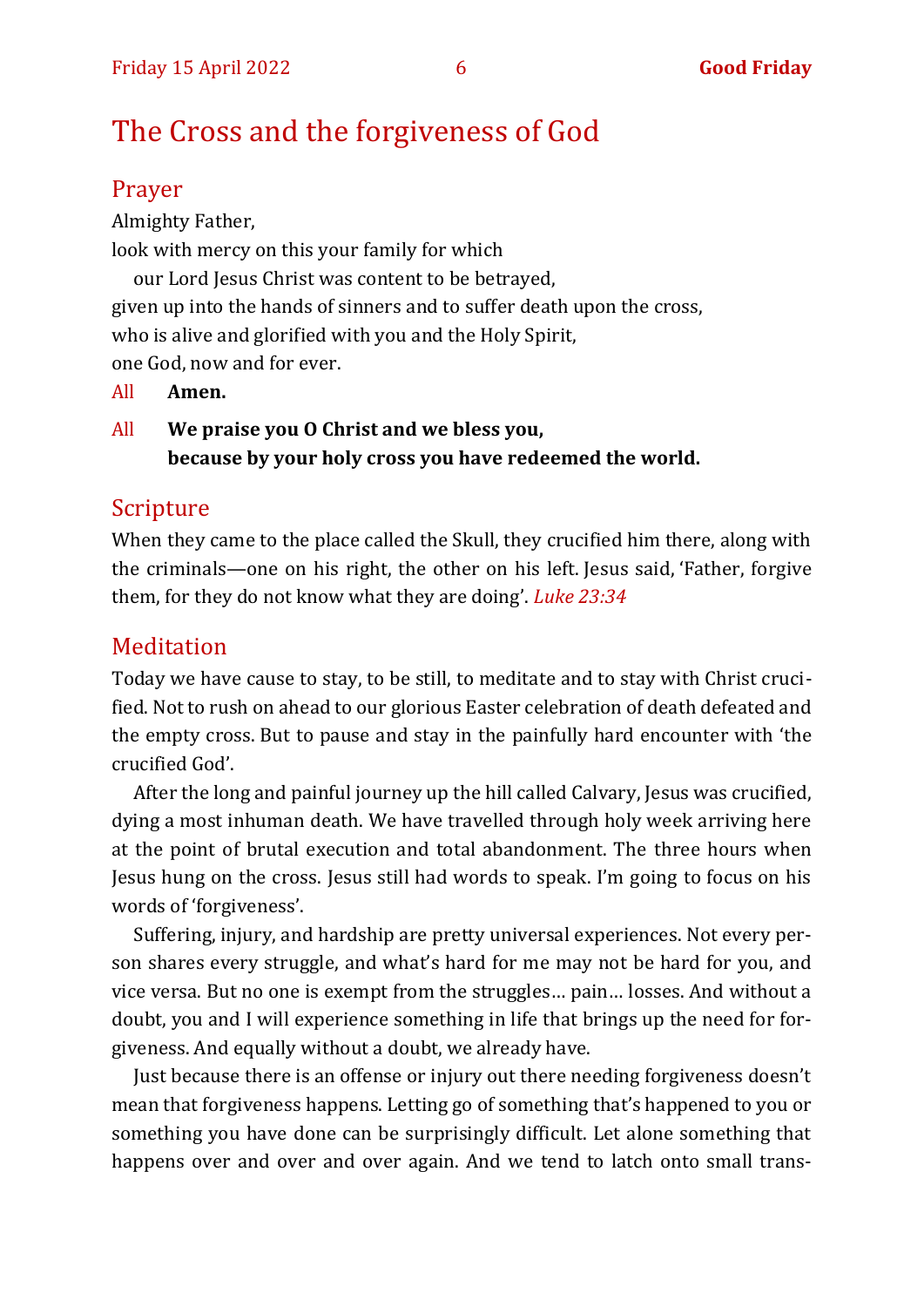# The Cross and the forgiveness of God

## Prayer

Almighty Father,
look with mercy on this your family for which
our Lord Jesus Christ was content to be betrayed,
given up into the hands of sinners and to suffer death upon the cross,
who is alive and glorified with you and the Holy Spirit,
one God, now and for ever.

All **Amen.**

All **We praise you O Christ and we bless you,**
**because by your holy cross you have redeemed the world.**

## Scripture

When they came to the place called the Skull, they crucified him there, along with the criminals—one on his right, the other on his left. Jesus said, 'Father, forgive them, for they do not know what they are doing'. *Luke 23:34*

## Meditation

Today we have cause to stay, to be still, to meditate and to stay with Christ crucified. Not to rush on ahead to our glorious Easter celebration of death defeated and the empty cross. But to pause and stay in the painfully hard encounter with 'the crucified God'.

After the long and painful journey up the hill called Calvary, Jesus was crucified, dying a most inhuman death. We have travelled through holy week arriving here at the point of brutal execution and total abandonment. The three hours when Jesus hung on the cross. Jesus still had words to speak. I'm going to focus on his words of 'forgiveness'.

Suffering, injury, and hardship are pretty universal experiences. Not every person shares every struggle, and what's hard for me may not be hard for you, and vice versa. But no one is exempt from the struggles… pain… losses. And without a doubt, you and I will experience something in life that brings up the need for forgiveness. And equally without a doubt, we already have.

Just because there is an offense or injury out there needing forgiveness doesn't mean that forgiveness happens. Letting go of something that's happened to you or something you have done can be surprisingly difficult. Let alone something that happens over and over and over again. And we tend to latch onto small trans-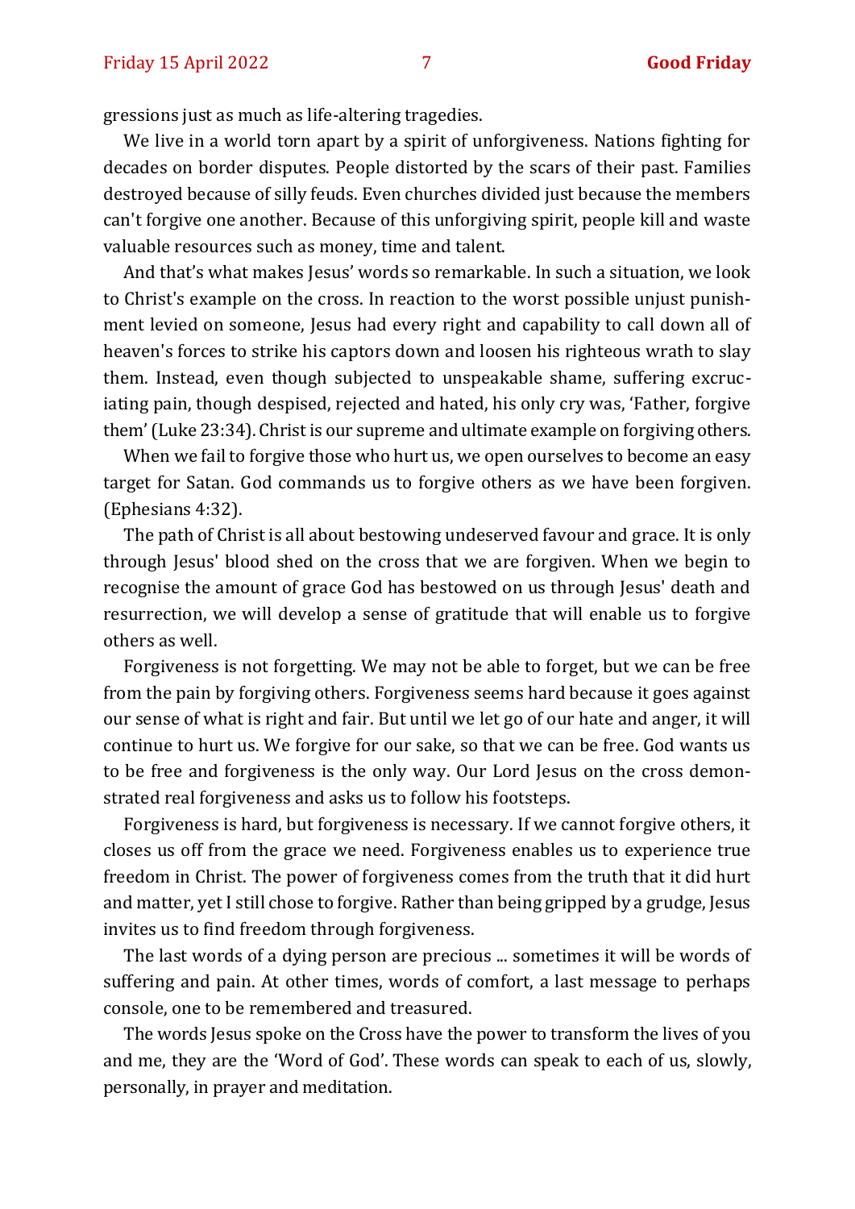gressions just as much as life-altering tragedies.

We live in a world torn apart by a spirit of unforgiveness. Nations fighting for decades on border disputes. People distorted by the scars of their past. Families destroyed because of silly feuds. Even churches divided just because the members can't forgive one another. Because of this unforgiving spirit, people kill and waste valuable resources such as money, time and talent.

And that's what makes Jesus' words so remarkable. In such a situation, we look to Christ's example on the cross. In reaction to the worst possible unjust punishment levied on someone, Jesus had every right and capability to call down all of heaven's forces to strike his captors down and loosen his righteous wrath to slay them. Instead, even though subjected to unspeakable shame, suffering excruciating pain, though despised, rejected and hated, his only cry was, 'Father, forgive them' (Luke 23:34). Christ is our supreme and ultimate example on forgiving others.

When we fail to forgive those who hurt us, we open ourselves to become an easy target for Satan. God commands us to forgive others as we have been forgiven. (Ephesians 4:32).

The path of Christ is all about bestowing undeserved favour and grace. It is only through Jesus' blood shed on the cross that we are forgiven. When we begin to recognise the amount of grace God has bestowed on us through Jesus' death and resurrection, we will develop a sense of gratitude that will enable us to forgive others as well.

Forgiveness is not forgetting. We may not be able to forget, but we can be free from the pain by forgiving others. Forgiveness seems hard because it goes against our sense of what is right and fair. But until we let go of our hate and anger, it will continue to hurt us. We forgive for our sake, so that we can be free. God wants us to be free and forgiveness is the only way. Our Lord Jesus on the cross demonstrated real forgiveness and asks us to follow his footsteps.

Forgiveness is hard, but forgiveness is necessary. If we cannot forgive others, it closes us off from the grace we need. Forgiveness enables us to experience true freedom in Christ. The power of forgiveness comes from the truth that it did hurt and matter, yet I still chose to forgive. Rather than being gripped by a grudge, Jesus invites us to find freedom through forgiveness.

The last words of a dying person are precious ... sometimes it will be words of suffering and pain. At other times, words of comfort, a last message to perhaps console, one to be remembered and treasured.

The words Jesus spoke on the Cross have the power to transform the lives of you and me, they are the 'Word of God'. These words can speak to each of us, slowly, personally, in prayer and meditation.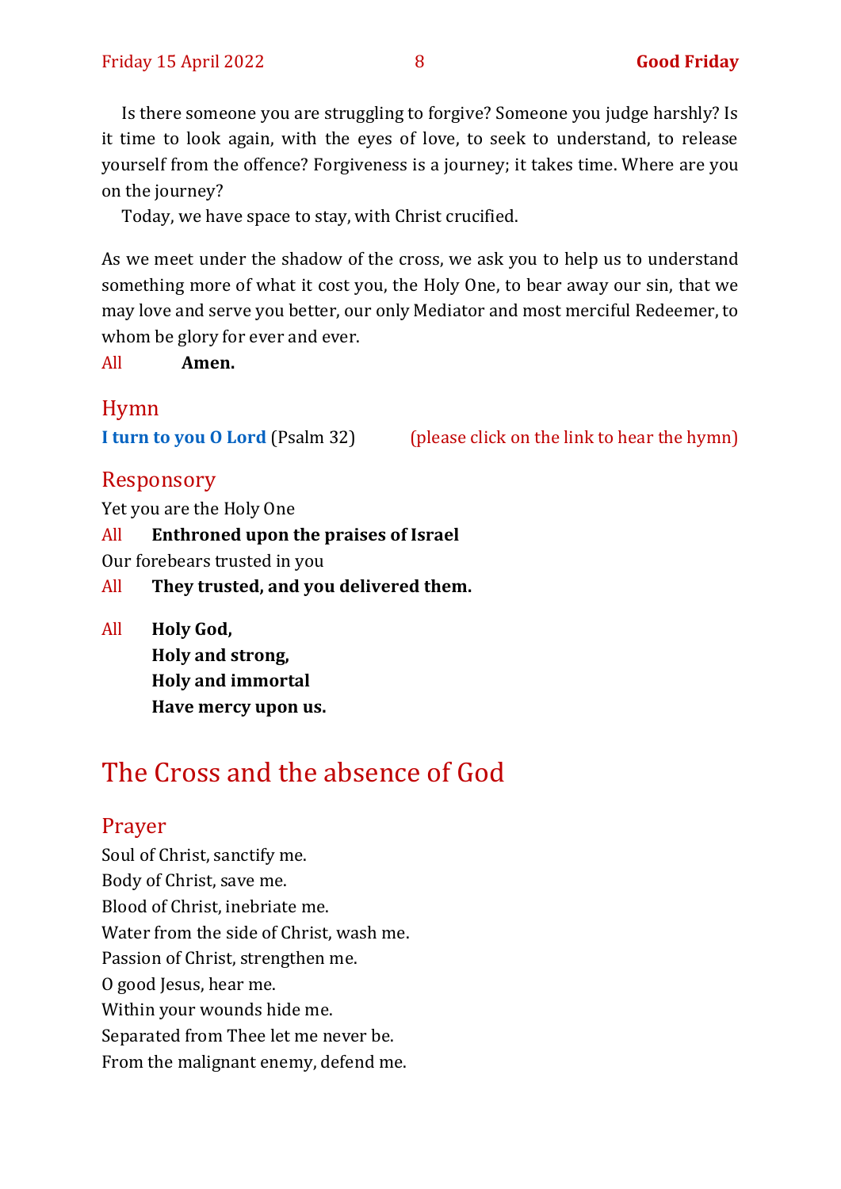Is there someone you are struggling to forgive? Someone you judge harshly? Is it time to look again, with the eyes of love, to seek to understand, to release yourself from the offence? Forgiveness is a journey; it takes time. Where are you on the journey?

Today, we have space to stay, with Christ crucified.

As we meet under the shadow of the cross, we ask you to help us to understand something more of what it cost you, the Holy One, to bear away our sin, that we may love and serve you better, our only Mediator and most merciful Redeemer, to whom be glory for ever and ever.

All **Amen.**

## Hymn

**I turn to you O Lord** (Psalm 32) (please click on the link to hear the hymn)

## Responsory

Yet you are the Holy One

All **Enthroned upon the praises of Israel**

Our forebears trusted in you

All **They trusted, and you delivered them.**

All **Holy God,**
**Holy and strong,**
**Holy and immortal**
**Have mercy upon us.**

# The Cross and the absence of God

## Prayer

Soul of Christ, sanctify me.
Body of Christ, save me.
Blood of Christ, inebriate me.
Water from the side of Christ, wash me.
Passion of Christ, strengthen me.
O good Jesus, hear me.
Within your wounds hide me.
Separated from Thee let me never be.
From the malignant enemy, defend me.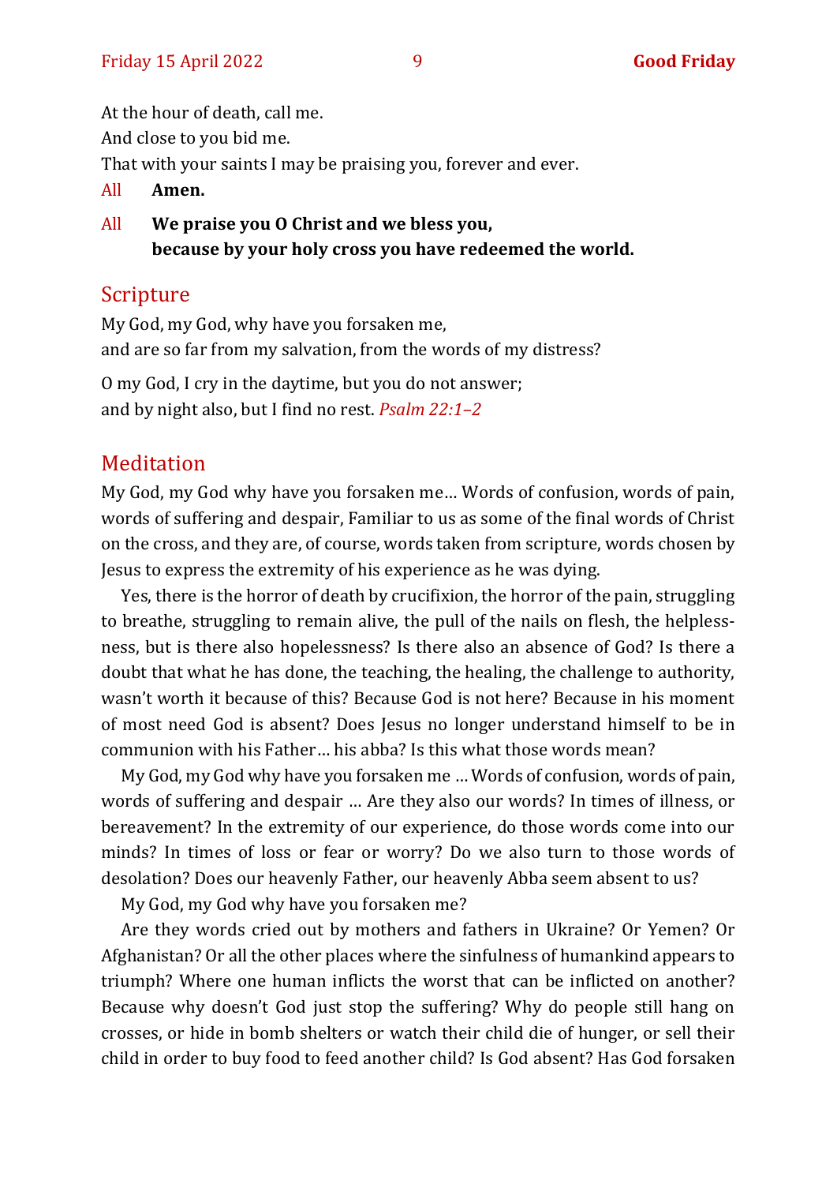At the hour of death, call me.
And close to you bid me.
That with your saints I may be praising you, forever and ever.

All **Amen.**

All **We praise you O Christ and we bless you,
because by your holy cross you have redeemed the world.**

## Scripture

My God, my God, why have you forsaken me,
and are so far from my salvation, from the words of my distress?

O my God, I cry in the daytime, but you do not answer;
and by night also, but I find no rest. *Psalm 22:1–2*

## Meditation

My God, my God why have you forsaken me… Words of confusion, words of pain, words of suffering and despair, Familiar to us as some of the final words of Christ on the cross, and they are, of course, words taken from scripture, words chosen by Jesus to express the extremity of his experience as he was dying.

Yes, there is the horror of death by crucifixion, the horror of the pain, struggling to breathe, struggling to remain alive, the pull of the nails on flesh, the helplessness, but is there also hopelessness? Is there also an absence of God? Is there a doubt that what he has done, the teaching, the healing, the challenge to authority, wasn't worth it because of this? Because God is not here? Because in his moment of most need God is absent? Does Jesus no longer understand himself to be in communion with his Father… his abba? Is this what those words mean?

My God, my God why have you forsaken me … Words of confusion, words of pain, words of suffering and despair … Are they also our words? In times of illness, or bereavement? In the extremity of our experience, do those words come into our minds? In times of loss or fear or worry? Do we also turn to those words of desolation? Does our heavenly Father, our heavenly Abba seem absent to us?

My God, my God why have you forsaken me?

Are they words cried out by mothers and fathers in Ukraine? Or Yemen? Or Afghanistan? Or all the other places where the sinfulness of humankind appears to triumph? Where one human inflicts the worst that can be inflicted on another? Because why doesn't God just stop the suffering? Why do people still hang on crosses, or hide in bomb shelters or watch their child die of hunger, or sell their child in order to buy food to feed another child? Is God absent? Has God forsaken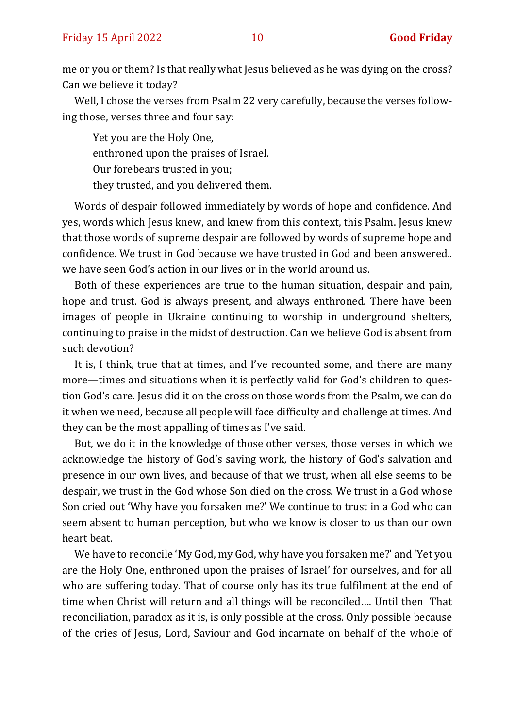me or you or them? Is that really what Jesus believed as he was dying on the cross? Can we believe it today?

Well, I chose the verses from Psalm 22 very carefully, because the verses following those, verses three and four say:

> Yet you are the Holy One,
> enthroned upon the praises of Israel.
> Our forebears trusted in you;
> they trusted, and you delivered them.

Words of despair followed immediately by words of hope and confidence. And yes, words which Jesus knew, and knew from this context, this Psalm. Jesus knew that those words of supreme despair are followed by words of supreme hope and confidence. We trust in God because we have trusted in God and been answered.. we have seen God's action in our lives or in the world around us.

Both of these experiences are true to the human situation, despair and pain, hope and trust. God is always present, and always enthroned. There have been images of people in Ukraine continuing to worship in underground shelters, continuing to praise in the midst of destruction. Can we believe God is absent from such devotion?

It is, I think, true that at times, and I've recounted some, and there are many more—times and situations when it is perfectly valid for God's children to question God's care. Jesus did it on the cross on those words from the Psalm, we can do it when we need, because all people will face difficulty and challenge at times. And they can be the most appalling of times as I've said.

But, we do it in the knowledge of those other verses, those verses in which we acknowledge the history of God's saving work, the history of God's salvation and presence in our own lives, and because of that we trust, when all else seems to be despair, we trust in the God whose Son died on the cross. We trust in a God whose Son cried out 'Why have you forsaken me?' We continue to trust in a God who can seem absent to human perception, but who we know is closer to us than our own heart beat.

We have to reconcile 'My God, my God, why have you forsaken me?' and 'Yet you are the Holy One, enthroned upon the praises of Israel' for ourselves, and for all who are suffering today. That of course only has its true fulfilment at the end of time when Christ will return and all things will be reconciled…. Until then That reconciliation, paradox as it is, is only possible at the cross. Only possible because of the cries of Jesus, Lord, Saviour and God incarnate on behalf of the whole of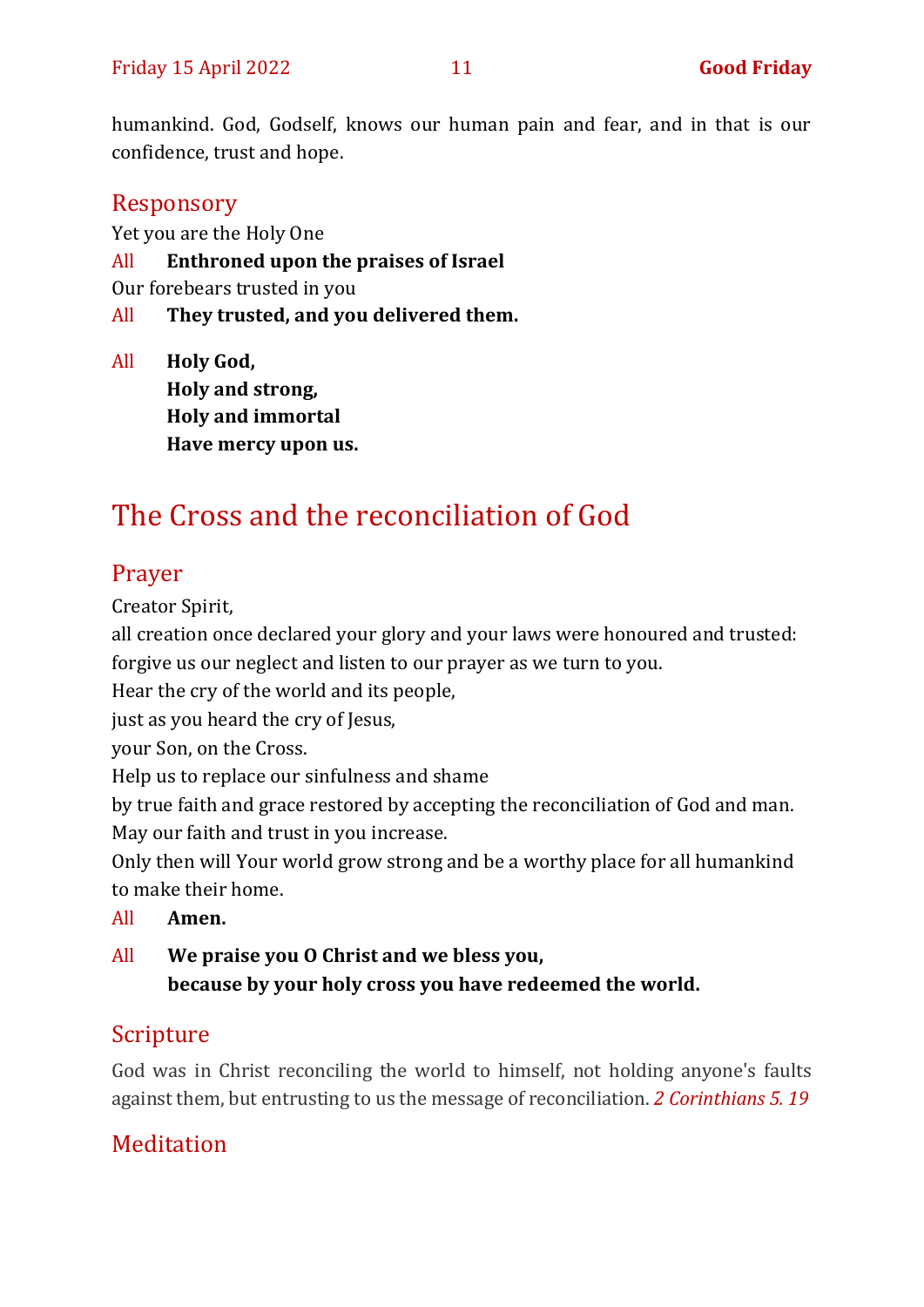humankind. God, Godself, knows our human pain and fear, and in that is our confidence, trust and hope.

## Responsory

Yet you are the Holy One

All **Enthroned upon the praises of Israel**

Our forebears trusted in you

All **They trusted, and you delivered them.**

All **Holy God,**
**Holy and strong,**
**Holy and immortal**
**Have mercy upon us.**

# The Cross and the reconciliation of God

## Prayer

Creator Spirit,
all creation once declared your glory and your laws were honoured and trusted:
forgive us our neglect and listen to our prayer as we turn to you.
Hear the cry of the world and its people,
just as you heard the cry of Jesus,
your Son, on the Cross.
Help us to replace our sinfulness and shame
by true faith and grace restored by accepting the reconciliation of God and man.
May our faith and trust in you increase.
Only then will Your world grow strong and be a worthy place for all humankind to make their home.

All **Amen.**

All **We praise you O Christ and we bless you,**
**because by your holy cross you have redeemed the world.**

## Scripture

God was in Christ reconciling the world to himself, not holding anyone's faults against them, but entrusting to us the message of reconciliation. *2 Corinthians 5. 19*

## Meditation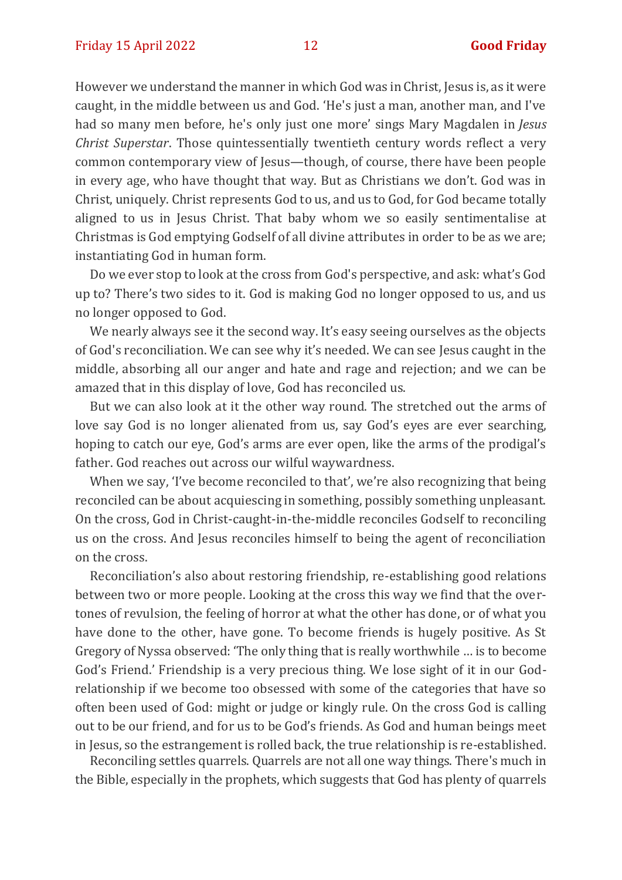However we understand the manner in which God was in Christ, Jesus is, as it were caught, in the middle between us and God. 'He's just a man, another man, and I've had so many men before, he's only just one more' sings Mary Magdalen in *Jesus Christ Superstar*. Those quintessentially twentieth century words reflect a very common contemporary view of Jesus—though, of course, there have been people in every age, who have thought that way. But as Christians we don't. God was in Christ, uniquely. Christ represents God to us, and us to God, for God became totally aligned to us in Jesus Christ. That baby whom we so easily sentimentalise at Christmas is God emptying Godself of all divine attributes in order to be as we are; instantiating God in human form.

Do we ever stop to look at the cross from God's perspective, and ask: what's God up to? There's two sides to it. God is making God no longer opposed to us, and us no longer opposed to God.

We nearly always see it the second way. It's easy seeing ourselves as the objects of God's reconciliation. We can see why it's needed. We can see Jesus caught in the middle, absorbing all our anger and hate and rage and rejection; and we can be amazed that in this display of love, God has reconciled us.

But we can also look at it the other way round. The stretched out the arms of love say God is no longer alienated from us, say God's eyes are ever searching, hoping to catch our eye, God's arms are ever open, like the arms of the prodigal's father. God reaches out across our wilful waywardness.

When we say, 'I've become reconciled to that', we're also recognizing that being reconciled can be about acquiescing in something, possibly something unpleasant. On the cross, God in Christ-caught-in-the-middle reconciles Godself to reconciling us on the cross. And Jesus reconciles himself to being the agent of reconciliation on the cross.

Reconciliation's also about restoring friendship, re-establishing good relations between two or more people. Looking at the cross this way we find that the overtones of revulsion, the feeling of horror at what the other has done, or of what you have done to the other, have gone. To become friends is hugely positive. As St Gregory of Nyssa observed: 'The only thing that is really worthwhile … is to become God's Friend.' Friendship is a very precious thing. We lose sight of it in our God-relationship if we become too obsessed with some of the categories that have so often been used of God: might or judge or kingly rule. On the cross God is calling out to be our friend, and for us to be God's friends. As God and human beings meet in Jesus, so the estrangement is rolled back, the true relationship is re-established.

Reconciling settles quarrels. Quarrels are not all one way things. There's much in the Bible, especially in the prophets, which suggests that God has plenty of quarrels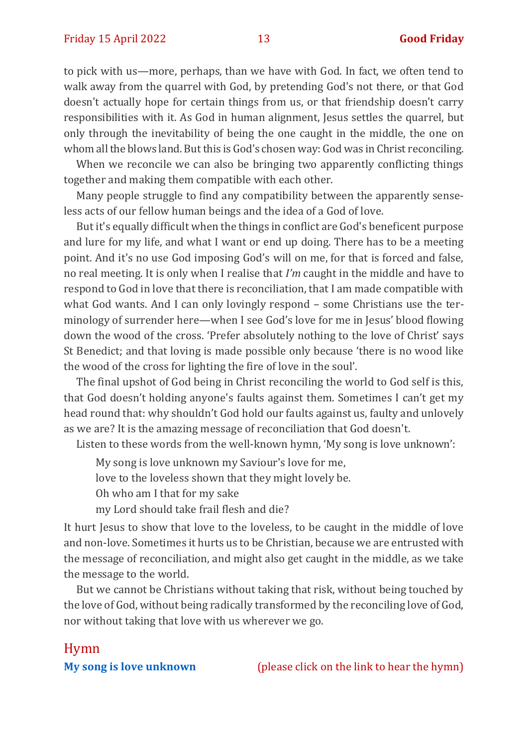to pick with us—more, perhaps, than we have with God. In fact, we often tend to walk away from the quarrel with God, by pretending God's not there, or that God doesn't actually hope for certain things from us, or that friendship doesn't carry responsibilities with it. As God in human alignment, Jesus settles the quarrel, but only through the inevitability of being the one caught in the middle, the one on whom all the blows land. But this is God's chosen way: God was in Christ reconciling.

When we reconcile we can also be bringing two apparently conflicting things together and making them compatible with each other.

Many people struggle to find any compatibility between the apparently senseless acts of our fellow human beings and the idea of a God of love.

But it's equally difficult when the things in conflict are God's beneficent purpose and lure for my life, and what I want or end up doing. There has to be a meeting point. And it's no use God imposing God's will on me, for that is forced and false, no real meeting. It is only when I realise that *I'm* caught in the middle and have to respond to God in love that there is reconciliation, that I am made compatible with what God wants. And I can only lovingly respond – some Christians use the terminology of surrender here—when I see God's love for me in Jesus' blood flowing down the wood of the cross. 'Prefer absolutely nothing to the love of Christ' says St Benedict; and that loving is made possible only because 'there is no wood like the wood of the cross for lighting the fire of love in the soul'.

The final upshot of God being in Christ reconciling the world to God self is this, that God doesn't holding anyone's faults against them. Sometimes I can't get my head round that: why shouldn't God hold our faults against us, faulty and unlovely as we are? It is the amazing message of reconciliation that God doesn't.

Listen to these words from the well-known hymn, 'My song is love unknown':

> My song is love unknown my Saviour's love for me,
> love to the loveless shown that they might lovely be.
> Oh who am I that for my sake
> my Lord should take frail flesh and die?

It hurt Jesus to show that love to the loveless, to be caught in the middle of love and non-love. Sometimes it hurts us to be Christian, because we are entrusted with the message of reconciliation, and might also get caught in the middle, as we take the message to the world.

But we cannot be Christians without taking that risk, without being touched by the love of God, without being radically transformed by the reconciling love of God, nor without taking that love with us wherever we go.

## Hymn

**My song is love unknown** (please click on the link to hear the hymn)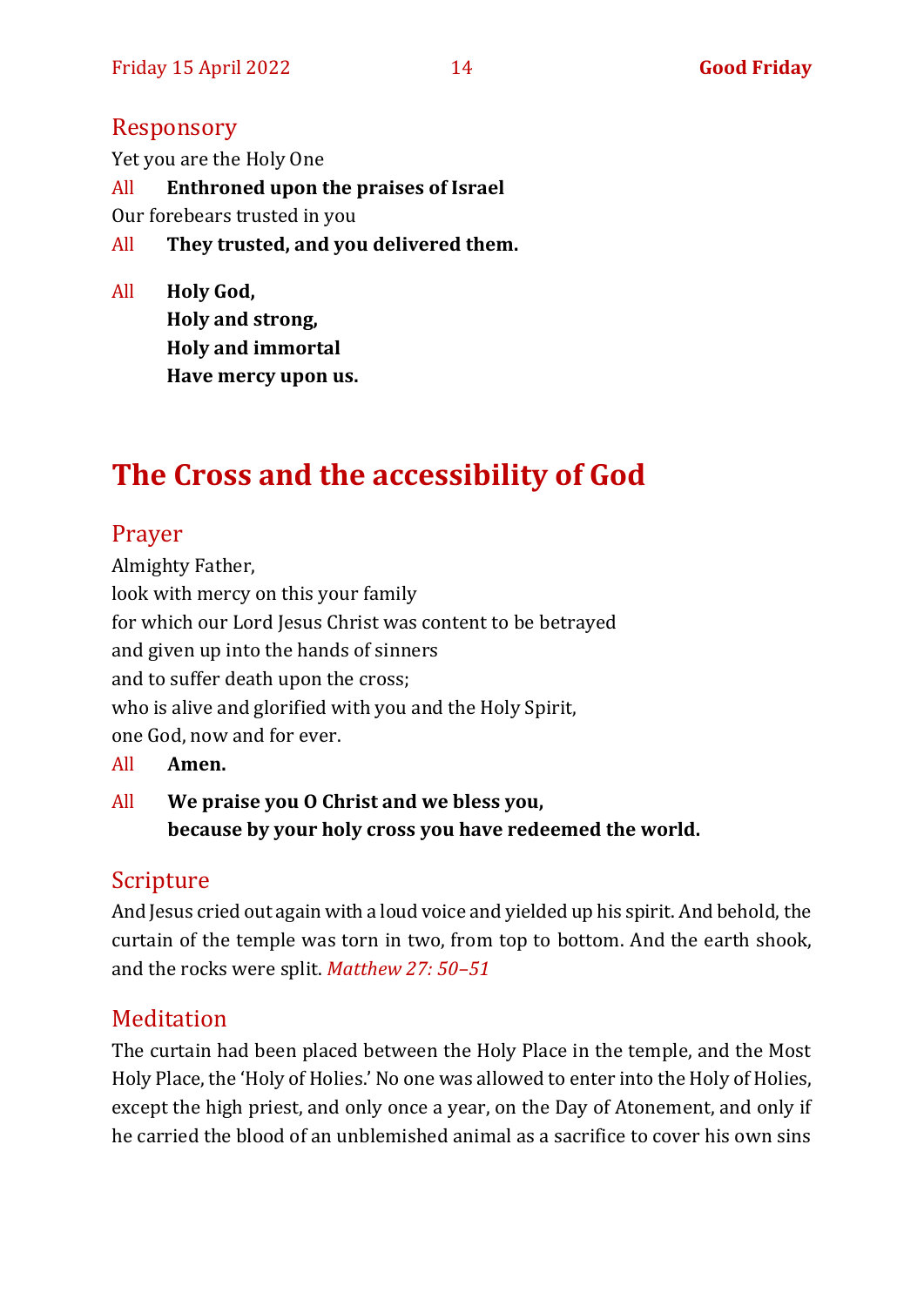## Responsory

Yet you are the Holy One

All **Enthroned upon the praises of Israel**

Our forebears trusted in you

All **They trusted, and you delivered them.**

All **Holy God,**
**Holy and strong,**
**Holy and immortal**
**Have mercy upon us.**

# The Cross and the accessibility of God

## Prayer

Almighty Father,
look with mercy on this your family
for which our Lord Jesus Christ was content to be betrayed
and given up into the hands of sinners
and to suffer death upon the cross;
who is alive and glorified with you and the Holy Spirit,
one God, now and for ever.

All **Amen.**

All **We praise you O Christ and we bless you,**
**because by your holy cross you have redeemed the world.**

## Scripture

And Jesus cried out again with a loud voice and yielded up his spirit. And behold, the curtain of the temple was torn in two, from top to bottom. And the earth shook, and the rocks were split. *Matthew 27: 50–51*

## Meditation

The curtain had been placed between the Holy Place in the temple, and the Most Holy Place, the 'Holy of Holies.' No one was allowed to enter into the Holy of Holies, except the high priest, and only once a year, on the Day of Atonement, and only if he carried the blood of an unblemished animal as a sacrifice to cover his own sins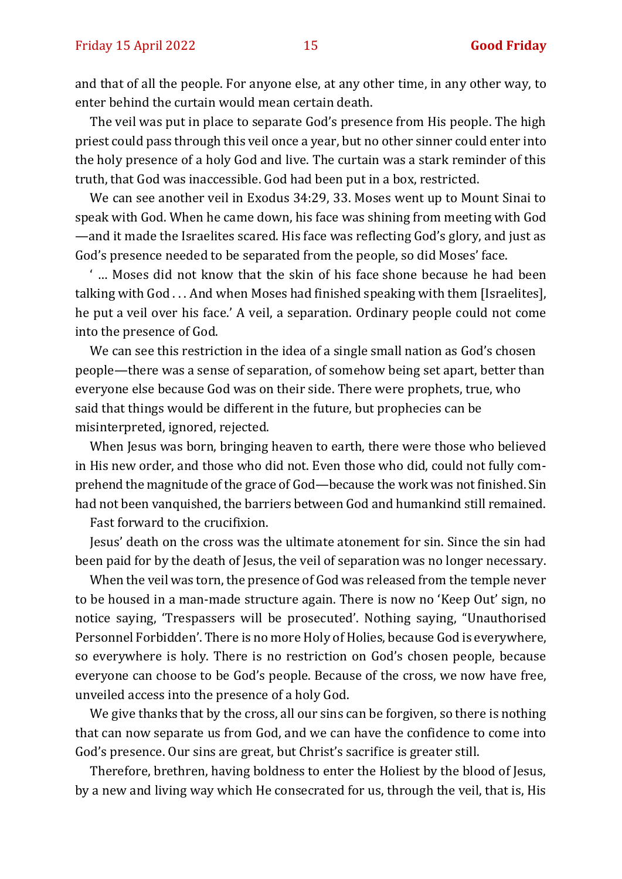and that of all the people. For anyone else, at any other time, in any other way, to enter behind the curtain would mean certain death.

The veil was put in place to separate God's presence from His people. The high priest could pass through this veil once a year, but no other sinner could enter into the holy presence of a holy God and live. The curtain was a stark reminder of this truth, that God was inaccessible. God had been put in a box, restricted.

We can see another veil in Exodus 34:29, 33. Moses went up to Mount Sinai to speak with God. When he came down, his face was shining from meeting with God—and it made the Israelites scared. His face was reflecting God's glory, and just as God's presence needed to be separated from the people, so did Moses' face.

' … Moses did not know that the skin of his face shone because he had been talking with God . . . And when Moses had finished speaking with them [Israelites], he put a veil over his face.' A veil, a separation. Ordinary people could not come into the presence of God.

We can see this restriction in the idea of a single small nation as God's chosen people—there was a sense of separation, of somehow being set apart, better than everyone else because God was on their side. There were prophets, true, who said that things would be different in the future, but prophecies can be misinterpreted, ignored, rejected.

When Jesus was born, bringing heaven to earth, there were those who believed in His new order, and those who did not. Even those who did, could not fully comprehend the magnitude of the grace of God—because the work was not finished. Sin had not been vanquished, the barriers between God and humankind still remained.

Fast forward to the crucifixion.

Jesus' death on the cross was the ultimate atonement for sin. Since the sin had been paid for by the death of Jesus, the veil of separation was no longer necessary.

When the veil was torn, the presence of God was released from the temple never to be housed in a man-made structure again. There is now no 'Keep Out' sign, no notice saying, 'Trespassers will be prosecuted'. Nothing saying, "Unauthorised Personnel Forbidden'. There is no more Holy of Holies, because God is everywhere, so everywhere is holy. There is no restriction on God's chosen people, because everyone can choose to be God's people. Because of the cross, we now have free, unveiled access into the presence of a holy God.

We give thanks that by the cross, all our sins can be forgiven, so there is nothing that can now separate us from God, and we can have the confidence to come into God's presence. Our sins are great, but Christ's sacrifice is greater still.

Therefore, brethren, having boldness to enter the Holiest by the blood of Jesus, by a new and living way which He consecrated for us, through the veil, that is, His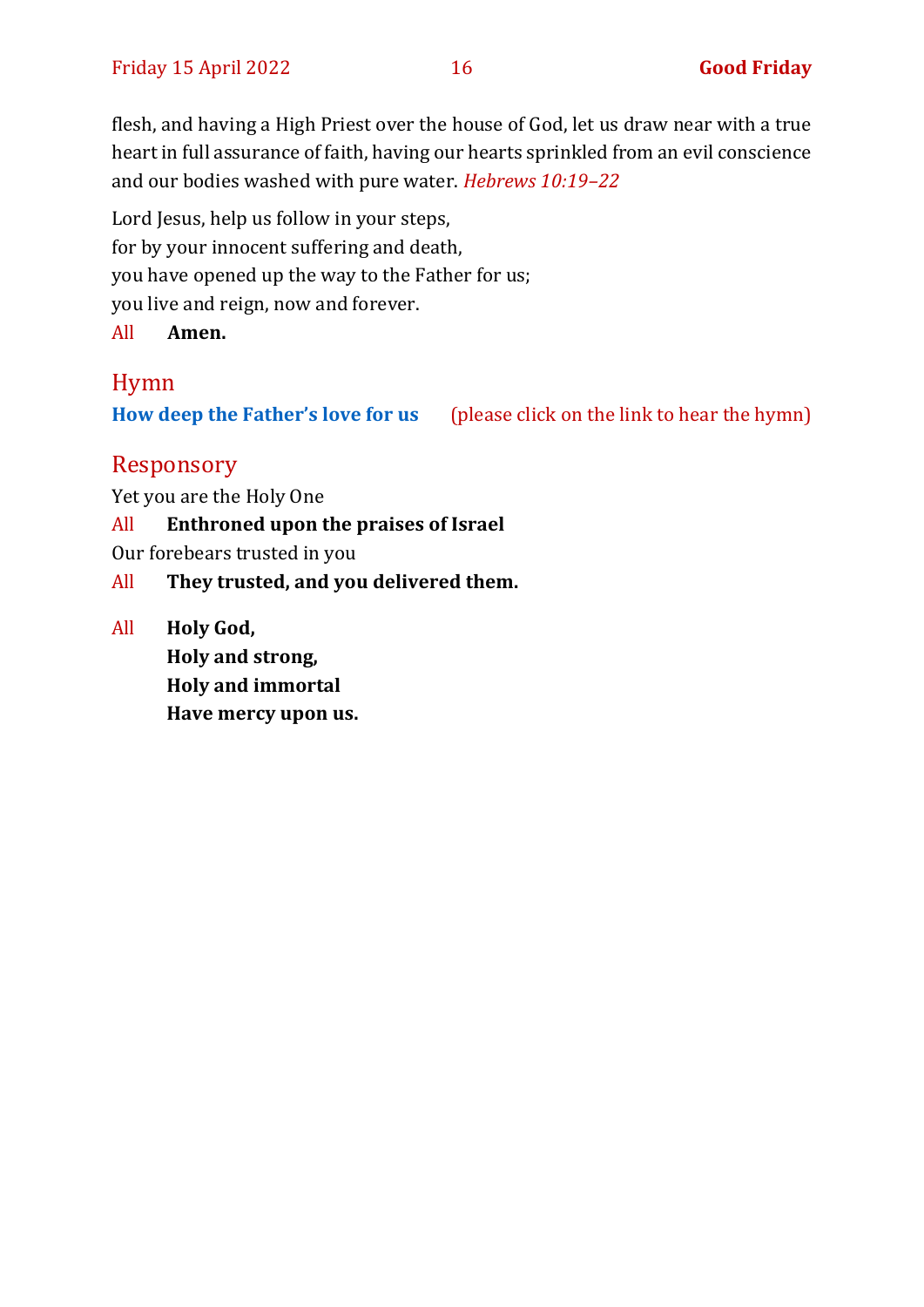flesh, and having a High Priest over the house of God, let us draw near with a true heart in full assurance of faith, having our hearts sprinkled from an evil conscience and our bodies washed with pure water. *Hebrews 10:19–22*

Lord Jesus, help us follow in your steps,
for by your innocent suffering and death,
you have opened up the way to the Father for us;
you live and reign, now and forever.

All **Amen.**

## Hymn

**How deep the Father's love for us** (please click on the link to hear the hymn)

## Responsory

Yet you are the Holy One

All **Enthroned upon the praises of Israel**

Our forebears trusted in you

All **They trusted, and you delivered them.**

All **Holy God,**
**Holy and strong,**
**Holy and immortal**
**Have mercy upon us.**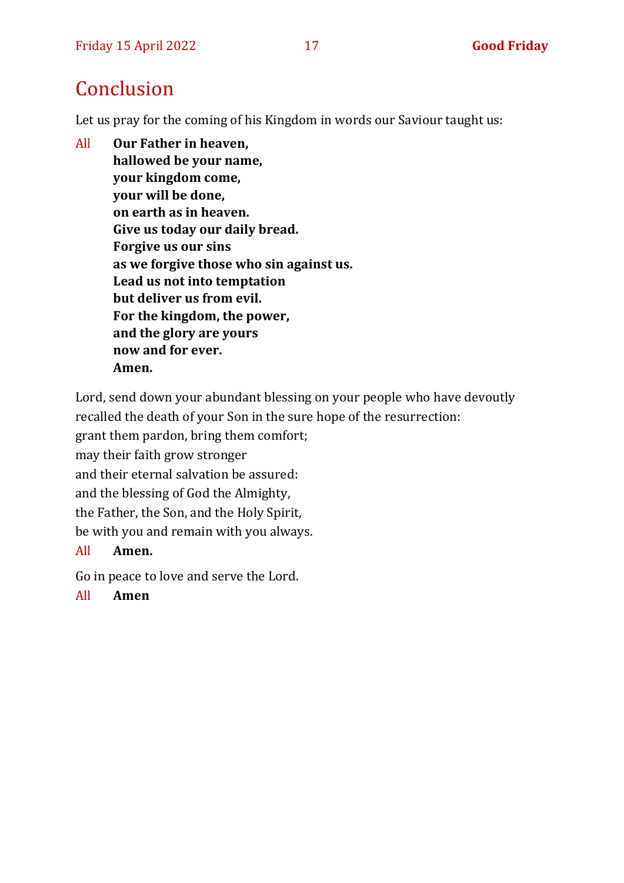## Conclusion

Let us pray for the coming of his Kingdom in words our Saviour taught us:

All **Our Father in heaven,**
**hallowed be your name,**
**your kingdom come,**
**your will be done,**
**on earth as in heaven.**
**Give us today our daily bread.**
**Forgive us our sins**
**as we forgive those who sin against us.**
**Lead us not into temptation**
**but deliver us from evil.**
**For the kingdom, the power,**
**and the glory are yours**
**now and for ever.**
**Amen.**

Lord, send down your abundant blessing on your people who have devoutly recalled the death of your Son in the sure hope of the resurrection:
grant them pardon, bring them comfort;
may their faith grow stronger
and their eternal salvation be assured:
and the blessing of God the Almighty,
the Father, the Son, and the Holy Spirit,
be with you and remain with you always.

All **Amen.**

Go in peace to love and serve the Lord.

All **Amen**